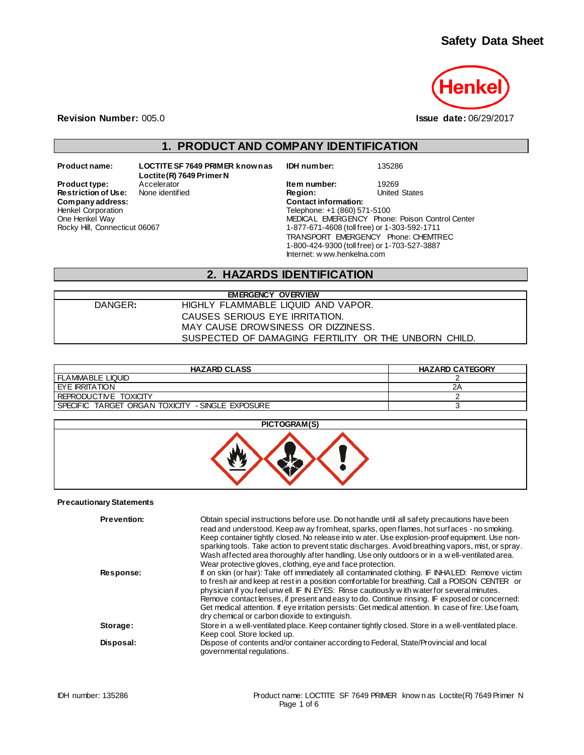# Safety Data Sheet

Henkel

**Revision Number:** 005.0

**Issue date:** 06/29/2017

## 1. PRODUCT AND COMPANY IDENTIFICATION

| | | | |
|---|---|---|---|
| **Product name:** | **LOCTITE SF 7649 PRIMER known as Loctite(R) 7649 Primer N** | **IDH number:** | 135286 |
| **Product type:** | Accelerator | **Item number:** | 19269 |
| **Restriction of Use:** | None identified | **Region:** | United States |

**Company address:**
Henkel Corporation
One Henkel Way
Rocky Hill, Connecticut 06067

**Contact information:**
Telephone: +1 (860) 571-5100
MEDICAL EMERGENCY Phone: Poison Control Center
1-877-671-4608 (toll free) or 1-303-592-1711
TRANSPORT EMERGENCY Phone: CHEMTREC
1-800-424-9300 (toll free) or 1-703-527-3887
Internet: www.henkelna.com

## 2. HAZARDS IDENTIFICATION

| EMERGENCY OVERVIEW | |
|---|---|
| DANGER: | HIGHLY FLAMMABLE LIQUID AND VAPOR.<br>CAUSES SERIOUS EYE IRRITATION.<br>MAY CAUSE DROWSINESS OR DIZZINESS.<br>SUSPECTED OF DAMAGING FERTILITY OR THE UNBORN CHILD. |

| HAZARD CLASS | HAZARD CATEGORY |
|---|---|
| FLAMMABLE LIQUID | 2 |
| EYE IRRITATION | 2A |
| REPRODUCTIVE TOXICITY | 2 |
| SPECIFIC TARGET ORGAN TOXICITY - SINGLE EXPOSURE | 3 |

**PICTOGRAM(S)**

**Precautionary Statements**

**Prevention:** Obtain special instructions before use. Do not handle until all safety precautions have been read and understood. Keep away from heat, sparks, open flames, hot surfaces - no smoking. Keep container tightly closed. No release into water. Use explosion-proof equipment. Use non-sparking tools. Take action to prevent static discharges. Avoid breathing vapors, mist, or spray. Wash affected area thoroughly after handling. Use only outdoors or in a well-ventilated area. Wear protective gloves, clothing, eye and face protection.

**Response:** If on skin (or hair): Take off immediately all contaminated clothing. IF INHALED: Remove victim to fresh air and keep at rest in a position comfortable for breathing. Call a POISON CENTER or physician if you feel unwell. IF IN EYES: Rinse cautiously with water for several minutes. Remove contact lenses, if present and easy to do. Continue rinsing. IF exposed or concerned: Get medical attention. If eye irritation persists: Get medical attention. In case of fire: Use foam, dry chemical or carbon dioxide to extinguish.

**Storage:** Store in a well-ventilated place. Keep container tightly closed. Store in a well-ventilated place. Keep cool. Store locked up.

**Disposal:** Dispose of contents and/or container according to Federal, State/Provincial and local governmental regulations.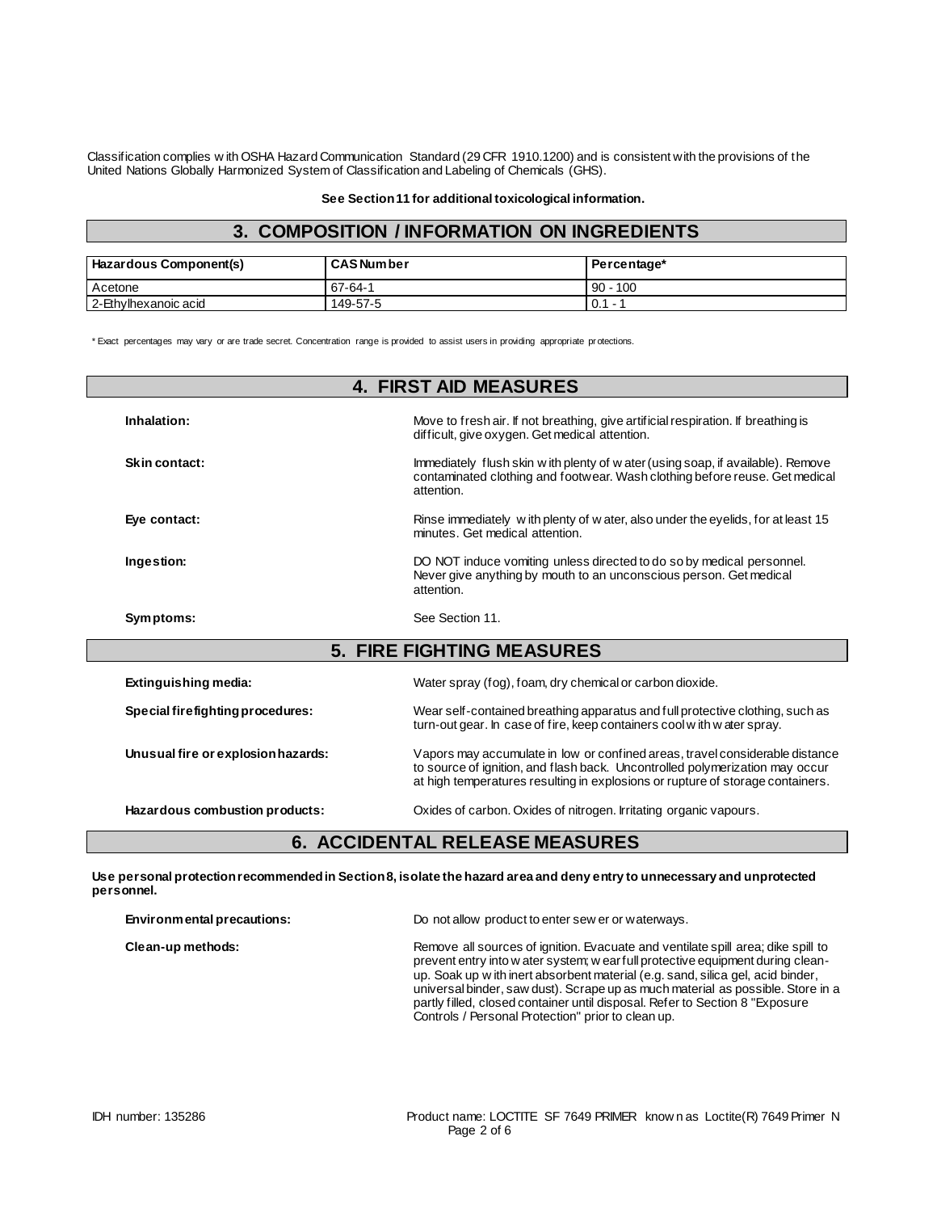Classification complies with OSHA Hazard Communication Standard (29 CFR 1910.1200) and is consistent with the provisions of the United Nations Globally Harmonized System of Classification and Labeling of Chemicals (GHS).

**See Section 11 for additional toxicological information.**

## 3. COMPOSITION / INFORMATION ON INGREDIENTS

| Hazardous Component(s) | CAS Number | Percentage* |
|---|---|---|
| Acetone | 67-64-1 | 90 - 100 |
| 2-Ethylhexanoic acid | 149-57-5 | 0.1 - 1 |

* Exact percentages may vary or are trade secret. Concentration range is provided to assist users in providing appropriate protections.

## 4. FIRST AID MEASURES

**Inhalation:** Move to fresh air. If not breathing, give artificial respiration. If breathing is difficult, give oxygen. Get medical attention.

**Skin contact:** Immediately flush skin with plenty of water (using soap, if available). Remove contaminated clothing and footwear. Wash clothing before reuse. Get medical attention.

**Eye contact:** Rinse immediately with plenty of water, also under the eyelids, for at least 15 minutes. Get medical attention.

**Ingestion:** DO NOT induce vomiting unless directed to do so by medical personnel. Never give anything by mouth to an unconscious person. Get medical attention.

**Symptoms:** See Section 11.

## 5. FIRE FIGHTING MEASURES

**Extinguishing media:** Water spray (fog), foam, dry chemical or carbon dioxide.

**Special firefighting procedures:** Wear self-contained breathing apparatus and full protective clothing, such as turn-out gear. In case of fire, keep containers cool with water spray.

**Unusual fire or explosion hazards:** Vapors may accumulate in low or confined areas, travel considerable distance to source of ignition, and flash back. Uncontrolled polymerization may occur at high temperatures resulting in explosions or rupture of storage containers.

**Hazardous combustion products:** Oxides of carbon. Oxides of nitrogen. Irritating organic vapours.

## 6. ACCIDENTAL RELEASE MEASURES

**Use personal protection recommended in Section 8, isolate the hazard area and deny entry to unnecessary and unprotected personnel.**

**Environmental precautions:** Do not allow product to enter sewer or waterways.

**Clean-up methods:** Remove all sources of ignition. Evacuate and ventilate spill area; dike spill to prevent entry into water system; wear full protective equipment during clean-up. Soak up with inert absorbent material (e.g. sand, silica gel, acid binder, universal binder, saw dust). Scrape up as much material as possible. Store in a partly filled, closed container until disposal. Refer to Section 8 "Exposure Controls / Personal Protection" prior to clean up.

IDH number: 135286 Product name: LOCTITE SF 7649 PRIMER known as Loctite(R) 7649 Primer N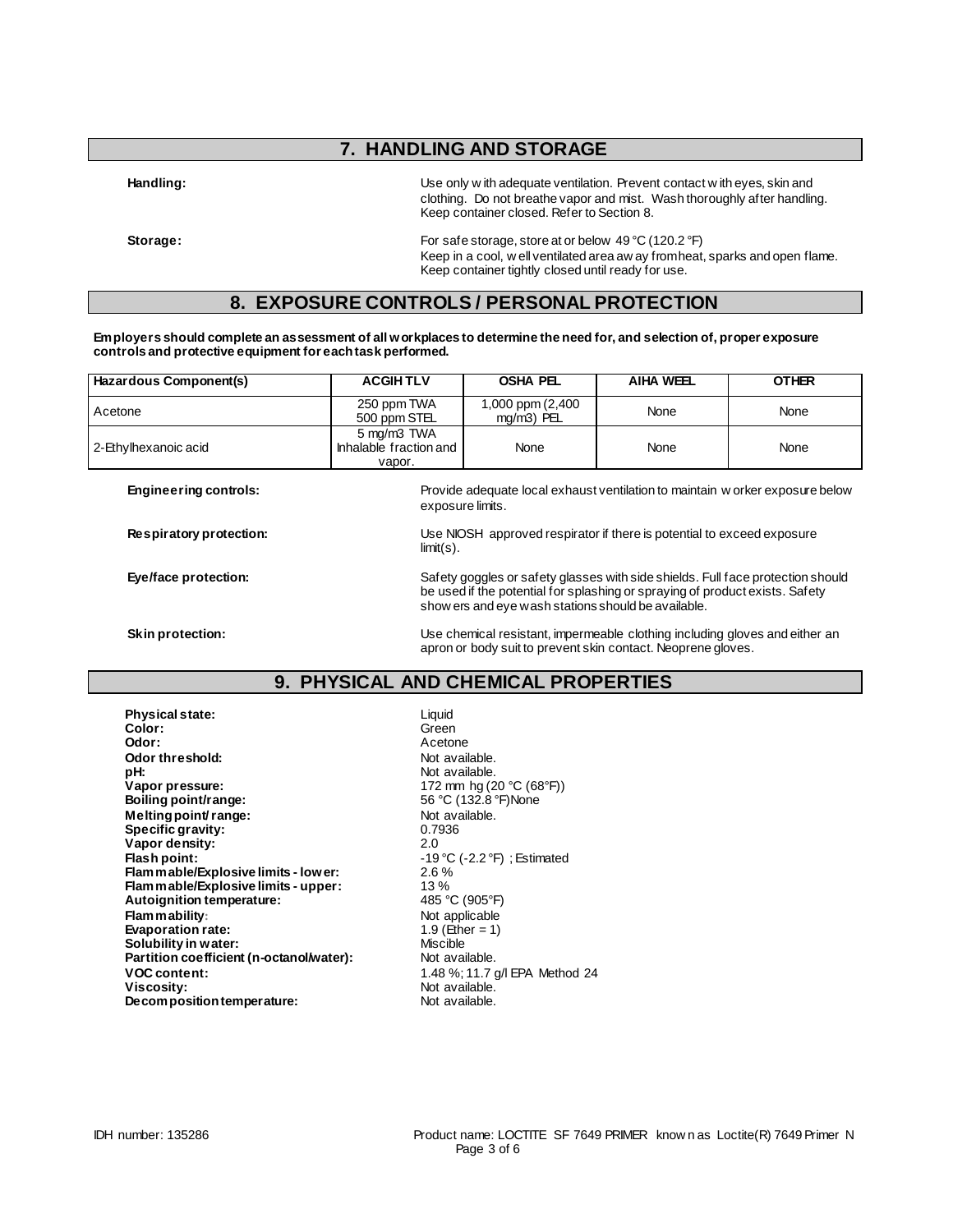## 7. HANDLING AND STORAGE

**Handling:** Use only with adequate ventilation. Prevent contact with eyes, skin and clothing. Do not breathe vapor and mist. Wash thoroughly after handling. Keep container closed. Refer to Section 8.

**Storage:** For safe storage, store at or below 49 °C (120.2 °F)
Keep in a cool, well ventilated area away from heat, sparks and open flame.
Keep container tightly closed until ready for use.

## 8. EXPOSURE CONTROLS / PERSONAL PROTECTION

**Employers should complete an assessment of all workplaces to determine the need for, and selection of, proper exposure controls and protective equipment for each task performed.**

| Hazardous Component(s) | ACGIH TLV | OSHA PEL | AIHA WEEL | OTHER |
|---|---|---|---|---|
| Acetone | 250 ppm TWA<br>500 ppm STEL | 1,000 ppm (2,400 mg/m3) PEL | None | None |
| 2-Ethylhexanoic acid | 5 mg/m3 TWA<br>Inhalable fraction and vapor. | None | None | None |

**Engineering controls:** Provide adequate local exhaust ventilation to maintain worker exposure below exposure limits.

**Respiratory protection:** Use NIOSH approved respirator if there is potential to exceed exposure limit(s).

**Eye/face protection:** Safety goggles or safety glasses with side shields. Full face protection should be used if the potential for splashing or spraying of product exists. Safety showers and eye wash stations should be available.

**Skin protection:** Use chemical resistant, impermeable clothing including gloves and either an apron or body suit to prevent skin contact. Neoprene gloves.

## 9. PHYSICAL AND CHEMICAL PROPERTIES

**Physical state:** Liquid
**Color:** Green
**Odor:** Acetone
**Odor threshold:** Not available.
**pH:** Not available.
**Vapor pressure:** 172 mm hg (20 °C (68°F))
**Boiling point/range:** 56 °C (132.8 °F)None
**Melting point/ range:** Not available.
**Specific gravity:** 0.7936
**Vapor density:** 2.0
**Flash point:** -19 °C (-2.2 °F) ; Estimated
**Flammable/Explosive limits - lower:** 2.6 %
**Flammable/Explosive limits - upper:** 13 %
**Autoignition temperature:** 485 °C (905°F)
**Flammability:** Not applicable
**Evaporation rate:** 1.9 (Ether = 1)
**Solubility in water:** Miscible
**Partition coefficient (n-octanol/water):** Not available.
**VOC content:** 1.48 %; 11.7 g/l EPA Method 24
**Viscosity:** Not available.
**Decomposition temperature:** Not available.

IDH number: 135286 Product name: LOCTITE SF 7649 PRIMER known as Loctite(R) 7649 Primer N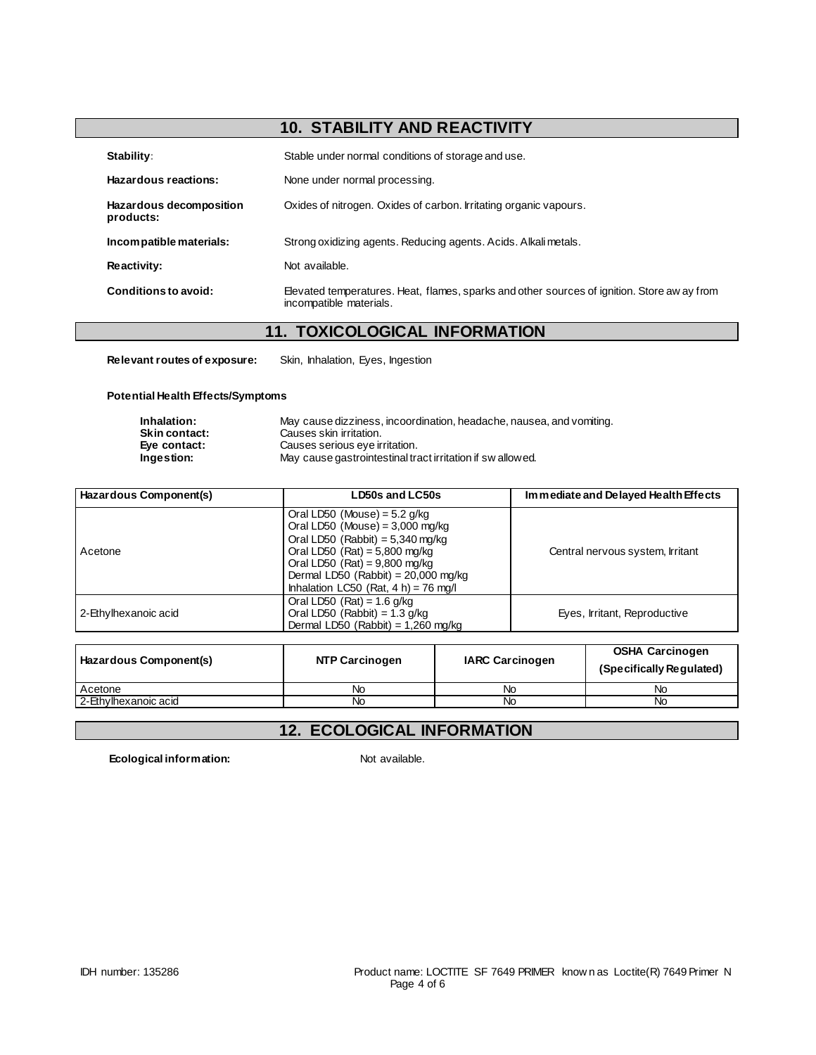## 10. STABILITY AND REACTIVITY

| | |
|---|---|
| **Stability**: | Stable under normal conditions of storage and use. |
| **Hazardous reactions:** | None under normal processing. |
| **Hazardous decomposition products:** | Oxides of nitrogen. Oxides of carbon. Irritating organic vapours. |
| **Incompatible materials:** | Strong oxidizing agents. Reducing agents. Acids. Alkali metals. |
| **Reactivity:** | Not available. |
| **Conditions to avoid:** | Elevated temperatures. Heat, flames, sparks and other sources of ignition. Store away from incompatible materials. |

## 11. TOXICOLOGICAL INFORMATION

**Relevant routes of exposure:** Skin, Inhalation, Eyes, Ingestion

**Potential Health Effects/Symptoms**

| | |
|---|---|
| **Inhalation:** | May cause dizziness, incoordination, headache, nausea, and vomiting. |
| **Skin contact:** | Causes skin irritation. |
| **Eye contact:** | Causes serious eye irritation. |
| **Ingestion:** | May cause gastrointestinal tract irritation if swallowed. |

| Hazardous Component(s) | LD50s and LC50s | Immediate and Delayed Health Effects |
|---|---|---|
| Acetone | Oral LD50 (Mouse) = 5.2 g/kg<br>Oral LD50 (Mouse) = 3,000 mg/kg<br>Oral LD50 (Rabbit) = 5,340 mg/kg<br>Oral LD50 (Rat) = 5,800 mg/kg<br>Oral LD50 (Rat) = 9,800 mg/kg<br>Dermal LD50 (Rabbit) = 20,000 mg/kg<br>Inhalation LC50 (Rat, 4 h) = 76 mg/l | Central nervous system, Irritant |
| 2-Ethylhexanoic acid | Oral LD50 (Rat) = 1.6 g/kg<br>Oral LD50 (Rabbit) = 1.3 g/kg<br>Dermal LD50 (Rabbit) = 1,260 mg/kg | Eyes, Irritant, Reproductive |

| Hazardous Component(s) | NTP Carcinogen | IARC Carcinogen | OSHA Carcinogen (Specifically Regulated) |
|---|---|---|---|
| Acetone | No | No | No |
| 2-Ethylhexanoic acid | No | No | No |

## 12. ECOLOGICAL INFORMATION

**Ecological information:** Not available.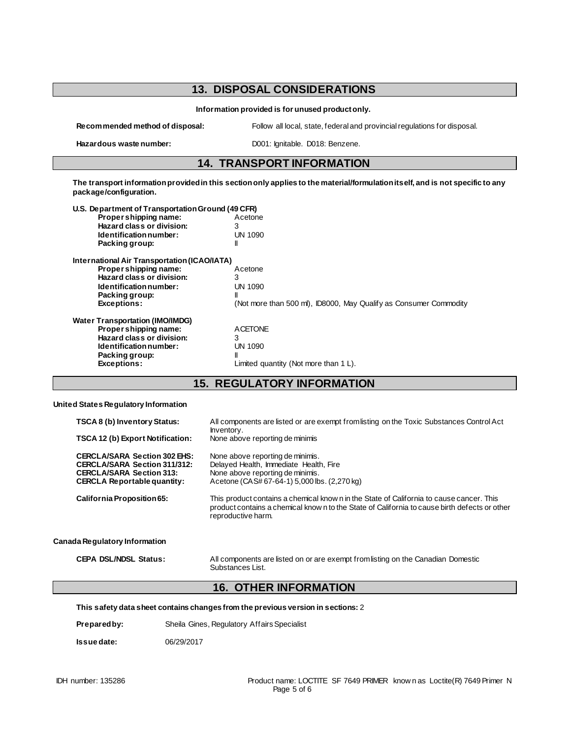## 13. DISPOSAL CONSIDERATIONS

**Information provided is for unused product only.**

| | |
|---|---|
| **Recommended method of disposal:** | Follow all local, state, federal and provincial regulations for disposal. |
| **Hazardous waste number:** | D001: Ignitable. D018: Benzene. |

## 14. TRANSPORT INFORMATION

**The transport information provided in this section only applies to the material/formulation itself, and is not specific to any package/configuration.**

**U.S. Department of Transportation Ground (49 CFR)**

| | |
|---|---|
| **Proper shipping name:** | Acetone |
| **Hazard class or division:** | 3 |
| **Identification number:** | UN 1090 |
| **Packing group:** | II |

**International Air Transportation (ICAO/IATA)**

| | |
|---|---|
| **Proper shipping name:** | Acetone |
| **Hazard class or division:** | 3 |
| **Identification number:** | UN 1090 |
| **Packing group:** | II |
| **Exceptions:** | (Not more than 500 ml), ID8000, May Qualify as Consumer Commodity |

**Water Transportation (IMO/IMDG)**

| | |
|---|---|
| **Proper shipping name:** | ACETONE |
| **Hazard class or division:** | 3 |
| **Identification number:** | UN 1090 |
| **Packing group:** | II |
| **Exceptions:** | Limited quantity (Not more than 1 L). |

## 15. REGULATORY INFORMATION

**United States Regulatory Information**

| | |
|---|---|
| **TSCA 8 (b) Inventory Status:** | All components are listed or are exempt from listing on the Toxic Substances Control Act Inventory. |
| **TSCA 12 (b) Export Notification:** | None above reporting de minimis |
| **CERCLA/SARA Section 302 EHS:** | None above reporting de minimis. |
| **CERCLA/SARA Section 311/312:** | Delayed Health, Immediate Health, Fire |
| **CERCLA/SARA Section 313:** | None above reporting de minimis. |
| **CERCLA Reportable quantity:** | Acetone (CAS# 67-64-1) 5,000 lbs. (2,270 kg) |
| **California Proposition 65:** | This product contains a chemical known in the State of California to cause cancer. This product contains a chemical known to the State of California to cause birth defects or other reproductive harm. |

**Canada Regulatory Information**

| | |
|---|---|
| **CEPA DSL/NDSL Status:** | All components are listed on or are exempt from listing on the Canadian Domestic Substances List. |

## 16. OTHER INFORMATION

**This safety data sheet contains changes from the previous version in sections:** 2

**Prepared by:** Sheila Gines, Regulatory Affairs Specialist

**Issue date:** 06/29/2017

IDH number: 135286

Product name: LOCTITE SF 7649 PRIMER known as Loctite(R) 7649 Primer N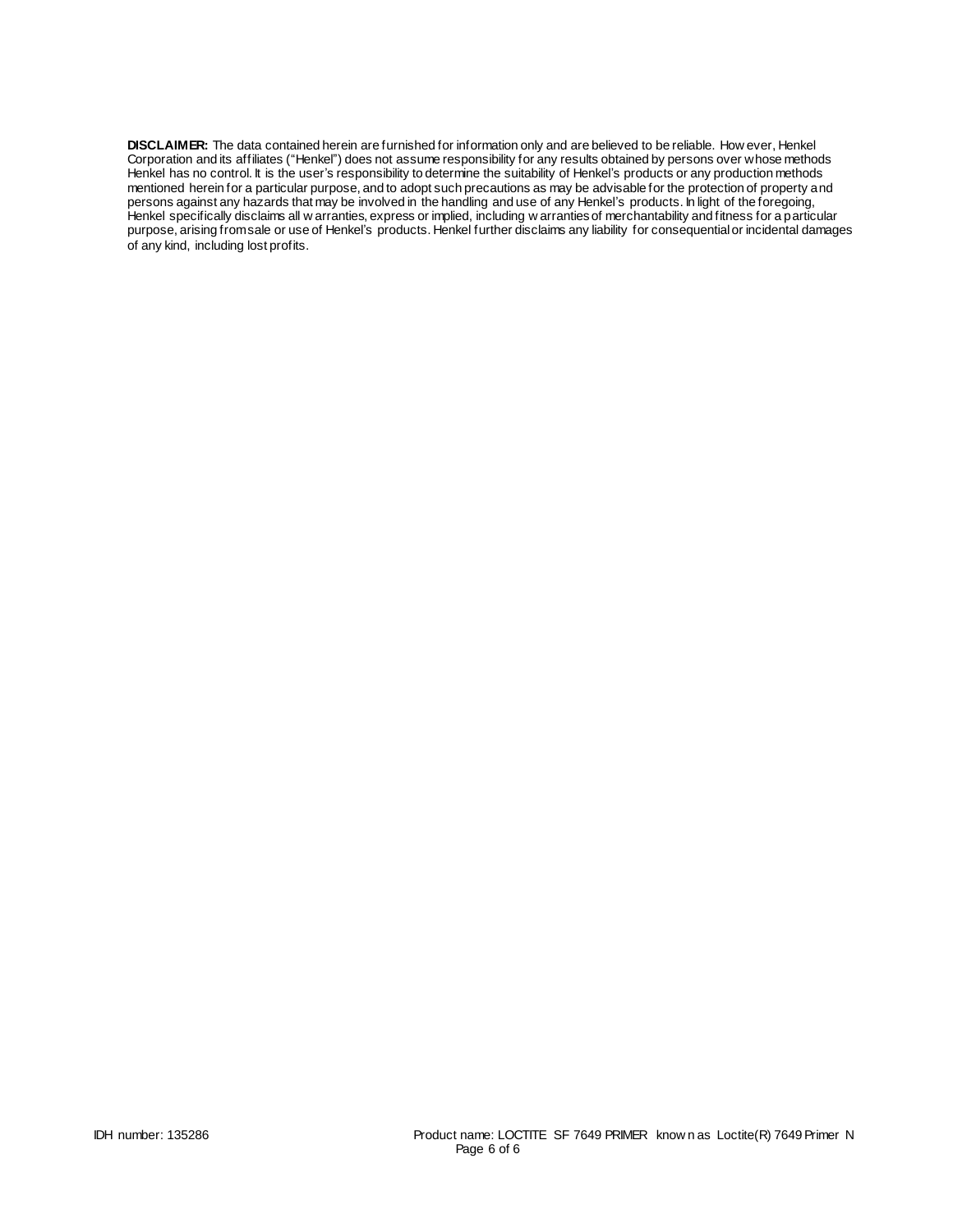**DISCLAIMER:** The data contained herein are furnished for information only and are believed to be reliable. However, Henkel Corporation and its affiliates ("Henkel") does not assume responsibility for any results obtained by persons over whose methods Henkel has no control. It is the user's responsibility to determine the suitability of Henkel's products or any production methods mentioned herein for a particular purpose, and to adopt such precautions as may be advisable for the protection of property and persons against any hazards that may be involved in the handling and use of any Henkel's products. In light of the foregoing, Henkel specifically disclaims all warranties, express or implied, including warranties of merchantability and fitness for a particular purpose, arising from sale or use of Henkel's products. Henkel further disclaims any liability for consequential or incidental damages of any kind, including lost profits.